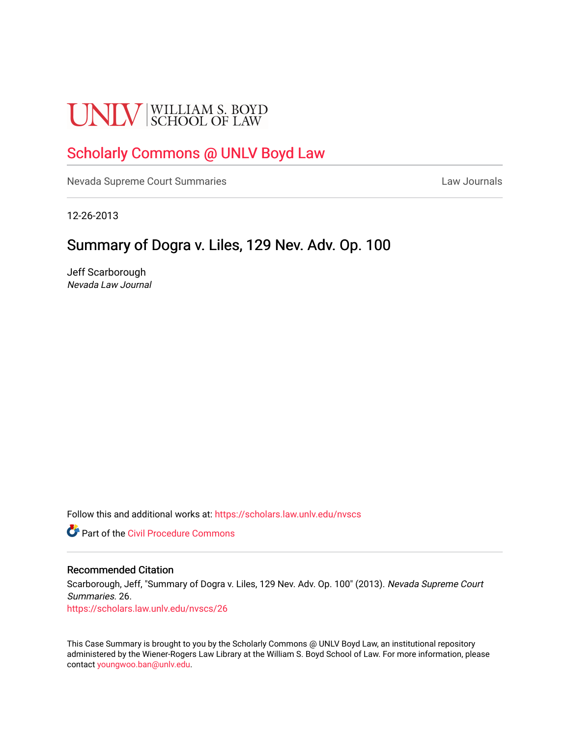UNLV | WILLIAM S. BOYD SCHOOL OF LAW

# Scholarly Commons @ UNLV Boyd Law

Nevada Supreme Court Summaries | Law Journals

12-26-2013

## Summary of Dogra v. Liles, 129 Nev. Adv. Op. 100

Jeff Scarborough
*Nevada Law Journal*

Follow this and additional works at: https://scholars.law.unlv.edu/nvscs

Part of the Civil Procedure Commons

### Recommended Citation

Scarborough, Jeff, "Summary of Dogra v. Liles, 129 Nev. Adv. Op. 100" (2013). *Nevada Supreme Court Summaries*. 26.
https://scholars.law.unlv.edu/nvscs/26

This Case Summary is brought to you by the Scholarly Commons @ UNLV Boyd Law, an institutional repository administered by the Wiener-Rogers Law Library at the William S. Boyd School of Law. For more information, please contact youngwoo.ban@unlv.edu.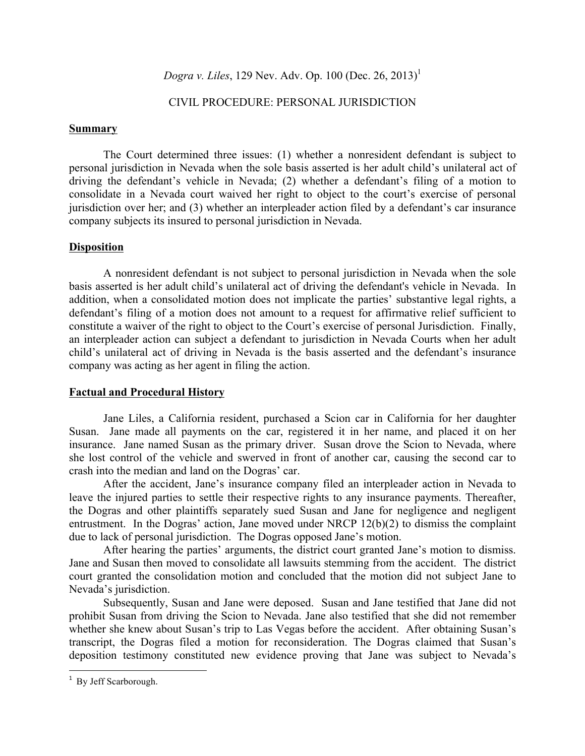*Dogra v. Liles*, 129 Nev. Adv. Op. 100 (Dec. 26, 2013)[1]

CIVIL PROCEDURE: PERSONAL JURISDICTION

**Summary**

The Court determined three issues: (1) whether a nonresident defendant is subject to personal jurisdiction in Nevada when the sole basis asserted is her adult child's unilateral act of driving the defendant's vehicle in Nevada; (2) whether a defendant's filing of a motion to consolidate in a Nevada court waived her right to object to the court's exercise of personal jurisdiction over her; and (3) whether an interpleader action filed by a defendant's car insurance company subjects its insured to personal jurisdiction in Nevada.

**Disposition**

A nonresident defendant is not subject to personal jurisdiction in Nevada when the sole basis asserted is her adult child's unilateral act of driving the defendant's vehicle in Nevada. In addition, when a consolidated motion does not implicate the parties' substantive legal rights, a defendant's filing of a motion does not amount to a request for affirmative relief sufficient to constitute a waiver of the right to object to the Court's exercise of personal Jurisdiction. Finally, an interpleader action can subject a defendant to jurisdiction in Nevada Courts when her adult child's unilateral act of driving in Nevada is the basis asserted and the defendant's insurance company was acting as her agent in filing the action.

**Factual and Procedural History**

Jane Liles, a California resident, purchased a Scion car in California for her daughter Susan. Jane made all payments on the car, registered it in her name, and placed it on her insurance. Jane named Susan as the primary driver. Susan drove the Scion to Nevada, where she lost control of the vehicle and swerved in front of another car, causing the second car to crash into the median and land on the Dogras' car.

After the accident, Jane's insurance company filed an interpleader action in Nevada to leave the injured parties to settle their respective rights to any insurance payments. Thereafter, the Dogras and other plaintiffs separately sued Susan and Jane for negligence and negligent entrustment. In the Dogras' action, Jane moved under NRCP 12(b)(2) to dismiss the complaint due to lack of personal jurisdiction. The Dogras opposed Jane's motion.

After hearing the parties' arguments, the district court granted Jane's motion to dismiss. Jane and Susan then moved to consolidate all lawsuits stemming from the accident. The district court granted the consolidation motion and concluded that the motion did not subject Jane to Nevada's jurisdiction.

Subsequently, Susan and Jane were deposed. Susan and Jane testified that Jane did not prohibit Susan from driving the Scion to Nevada. Jane also testified that she did not remember whether she knew about Susan's trip to Las Vegas before the accident. After obtaining Susan's transcript, the Dogras filed a motion for reconsideration. The Dogras claimed that Susan's deposition testimony constituted new evidence proving that Jane was subject to Nevada's

---

[1] By Jeff Scarborough.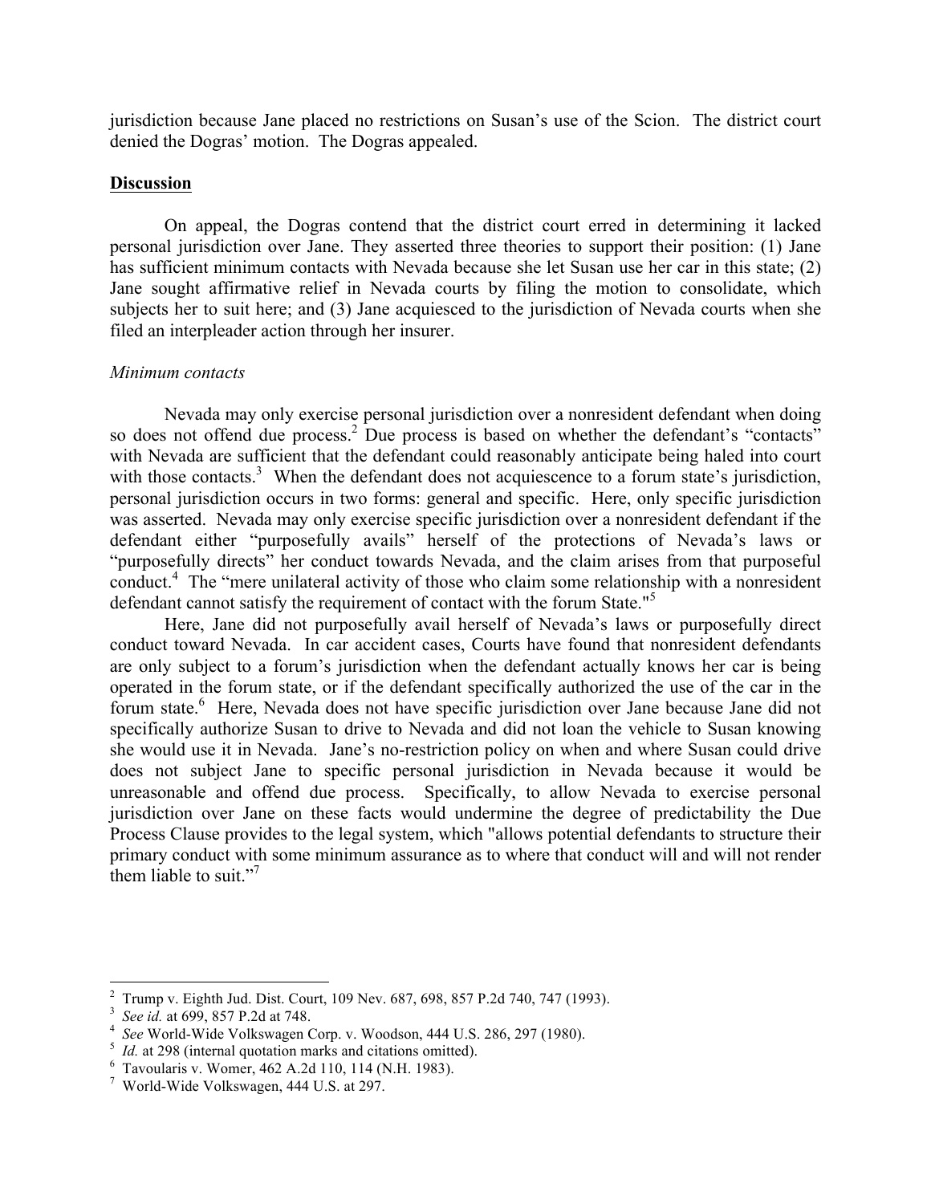jurisdiction because Jane placed no restrictions on Susan's use of the Scion. The district court denied the Dogras' motion. The Dogras appealed.

## Discussion

On appeal, the Dogras contend that the district court erred in determining it lacked personal jurisdiction over Jane. They asserted three theories to support their position: (1) Jane has sufficient minimum contacts with Nevada because she let Susan use her car in this state; (2) Jane sought affirmative relief in Nevada courts by filing the motion to consolidate, which subjects her to suit here; and (3) Jane acquiesced to the jurisdiction of Nevada courts when she filed an interpleader action through her insurer.

### *Minimum contacts*

Nevada may only exercise personal jurisdiction over a nonresident defendant when doing so does not offend due process.[2] Due process is based on whether the defendant's "contacts" with Nevada are sufficient that the defendant could reasonably anticipate being haled into court with those contacts.[3] When the defendant does not acquiesce to a forum state's jurisdiction, personal jurisdiction occurs in two forms: general and specific. Here, only specific jurisdiction was asserted. Nevada may only exercise specific jurisdiction over a nonresident defendant if the defendant either "purposefully avails" herself of the protections of Nevada's laws or "purposefully directs" her conduct towards Nevada, and the claim arises from that purposeful conduct.[4] The "mere unilateral activity of those who claim some relationship with a nonresident defendant cannot satisfy the requirement of contact with the forum State."[5]

Here, Jane did not purposefully avail herself of Nevada's laws or purposefully direct conduct toward Nevada. In car accident cases, Courts have found that nonresident defendants are only subject to a forum's jurisdiction when the defendant actually knows her car is being operated in the forum state, or if the defendant specifically authorized the use of the car in the forum state.[6] Here, Nevada does not have specific jurisdiction over Jane because Jane did not specifically authorize Susan to drive to Nevada and did not loan the vehicle to Susan knowing she would use it in Nevada. Jane's no-restriction policy on when and where Susan could drive does not subject Jane to specific personal jurisdiction in Nevada because it would be unreasonable and offend due process. Specifically, to allow Nevada to exercise personal jurisdiction over Jane on these facts would undermine the degree of predictability the Due Process Clause provides to the legal system, which "allows potential defendants to structure their primary conduct with some minimum assurance as to where that conduct will and will not render them liable to suit."[7]

---

[2] Trump v. Eighth Jud. Dist. Court, 109 Nev. 687, 698, 857 P.2d 740, 747 (1993).
[3] *See id.* at 699, 857 P.2d at 748.
[4] *See* World-Wide Volkswagen Corp. v. Woodson, 444 U.S. 286, 297 (1980).
[5] *Id.* at 298 (internal quotation marks and citations omitted).
[6] Tavoularis v. Womer, 462 A.2d 110, 114 (N.H. 1983).
[7] World-Wide Volkswagen, 444 U.S. at 297.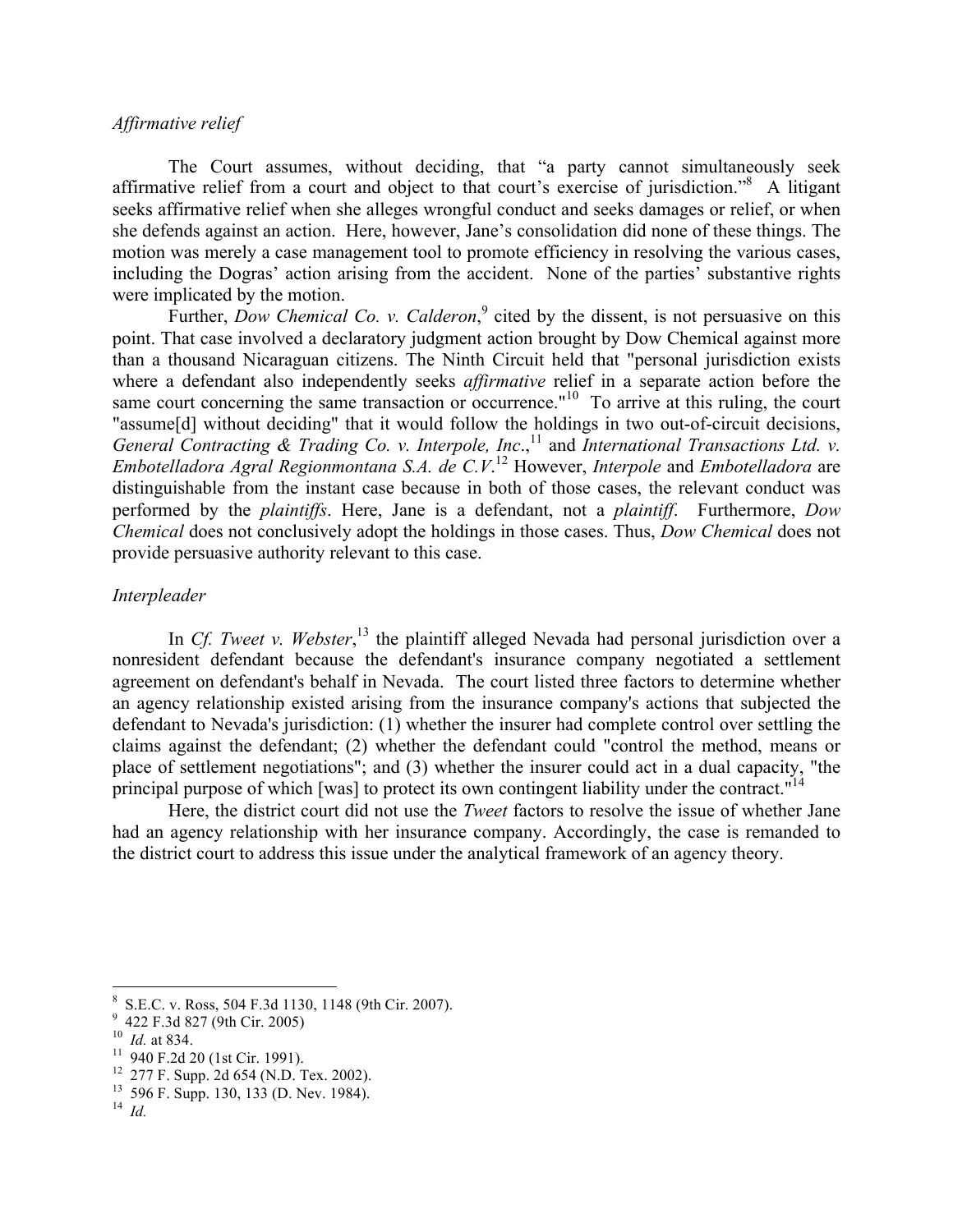*Affirmative relief*

The Court assumes, without deciding, that "a party cannot simultaneously seek affirmative relief from a court and object to that court's exercise of jurisdiction."[8] A litigant seeks affirmative relief when she alleges wrongful conduct and seeks damages or relief, or when she defends against an action. Here, however, Jane's consolidation did none of these things. The motion was merely a case management tool to promote efficiency in resolving the various cases, including the Dogras' action arising from the accident. None of the parties' substantive rights were implicated by the motion.

Further, *Dow Chemical Co. v. Calderon*,[9] cited by the dissent, is not persuasive on this point. That case involved a declaratory judgment action brought by Dow Chemical against more than a thousand Nicaraguan citizens. The Ninth Circuit held that "personal jurisdiction exists where a defendant also independently seeks *affirmative* relief in a separate action before the same court concerning the same transaction or occurrence."[10] To arrive at this ruling, the court "assume[d] without deciding" that it would follow the holdings in two out-of-circuit decisions, *General Contracting & Trading Co. v. Interpole, Inc.*,[11] and *International Transactions Ltd. v. Embotelladora Agral Regionmontana S.A. de C.V.*[12] However, *Interpole* and *Embotelladora* are distinguishable from the instant case because in both of those cases, the relevant conduct was performed by the *plaintiffs*. Here, Jane is a defendant, not a *plaintiff*. Furthermore, *Dow Chemical* does not conclusively adopt the holdings in those cases. Thus, *Dow Chemical* does not provide persuasive authority relevant to this case.

*Interpleader*

In *Cf. Tweet v. Webster*,[13] the plaintiff alleged Nevada had personal jurisdiction over a nonresident defendant because the defendant's insurance company negotiated a settlement agreement on defendant's behalf in Nevada. The court listed three factors to determine whether an agency relationship existed arising from the insurance company's actions that subjected the defendant to Nevada's jurisdiction: (1) whether the insurer had complete control over settling the claims against the defendant; (2) whether the defendant could "control the method, means or place of settlement negotiations"; and (3) whether the insurer could act in a dual capacity, "the principal purpose of which [was] to protect its own contingent liability under the contract."[14]

Here, the district court did not use the *Tweet* factors to resolve the issue of whether Jane had an agency relationship with her insurance company. Accordingly, the case is remanded to the district court to address this issue under the analytical framework of an agency theory.

---

[8] S.E.C. v. Ross, 504 F.3d 1130, 1148 (9th Cir. 2007).
[9] 422 F.3d 827 (9th Cir. 2005)
[10] *Id.* at 834.
[11] 940 F.2d 20 (1st Cir. 1991).
[12] 277 F. Supp. 2d 654 (N.D. Tex. 2002).
[13] 596 F. Supp. 130, 133 (D. Nev. 1984).
[14] *Id.*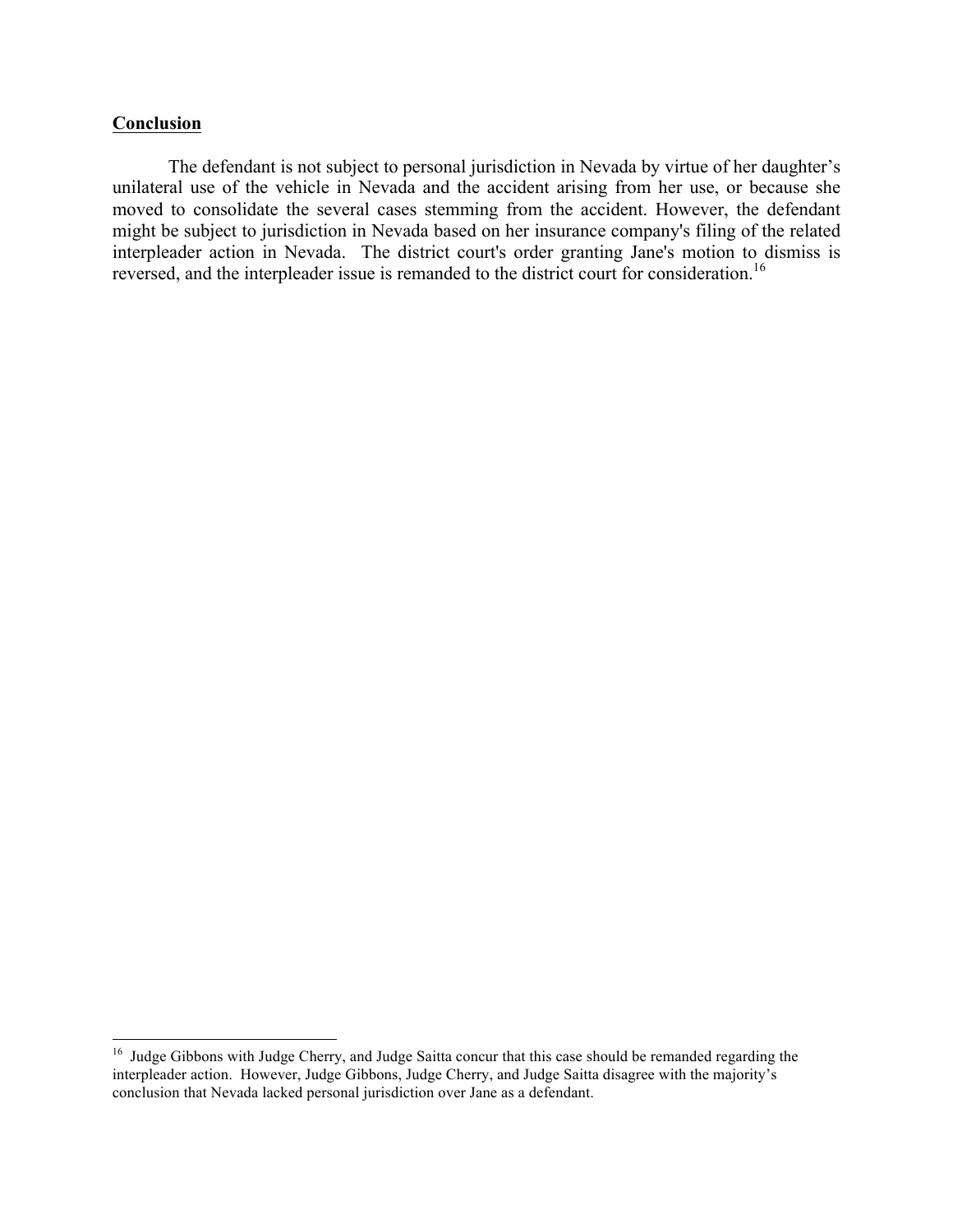**Conclusion**

The defendant is not subject to personal jurisdiction in Nevada by virtue of her daughter's unilateral use of the vehicle in Nevada and the accident arising from her use, or because she moved to consolidate the several cases stemming from the accident. However, the defendant might be subject to jurisdiction in Nevada based on her insurance company's filing of the related interpleader action in Nevada. The district court's order granting Jane's motion to dismiss is reversed, and the interpleader issue is remanded to the district court for consideration.[16]

---

[16] Judge Gibbons with Judge Cherry, and Judge Saitta concur that this case should be remanded regarding the interpleader action. However, Judge Gibbons, Judge Cherry, and Judge Saitta disagree with the majority's conclusion that Nevada lacked personal jurisdiction over Jane as a defendant.